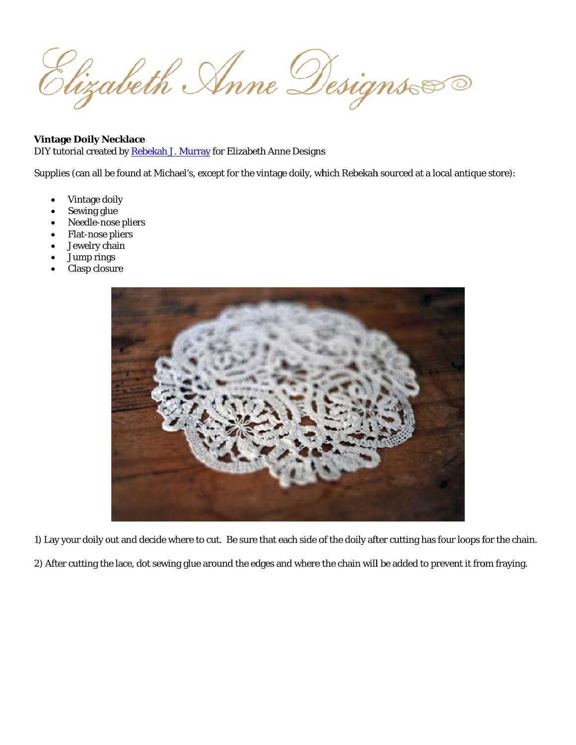Elizabeth Anne Designs

**Vintage Doily Necklace**
DIY tutorial created by [Rebekah J. Murray](Rebekah J. Murray) for Elizabeth Anne Designs

Supplies (can all be found at Michael's, except for the vintage doily, which Rebekah sourced at a local antique store):

- Vintage doily
- Sewing glue
- Needle-nose pliers
- Flat-nose pliers
- Jewelry chain
- Jump rings
- Clasp closure

1) Lay your doily out and decide where to cut. Be sure that each side of the doily after cutting has four loops for the chain.

2) After cutting the lace, dot sewing glue around the edges and where the chain will be added to prevent it from fraying.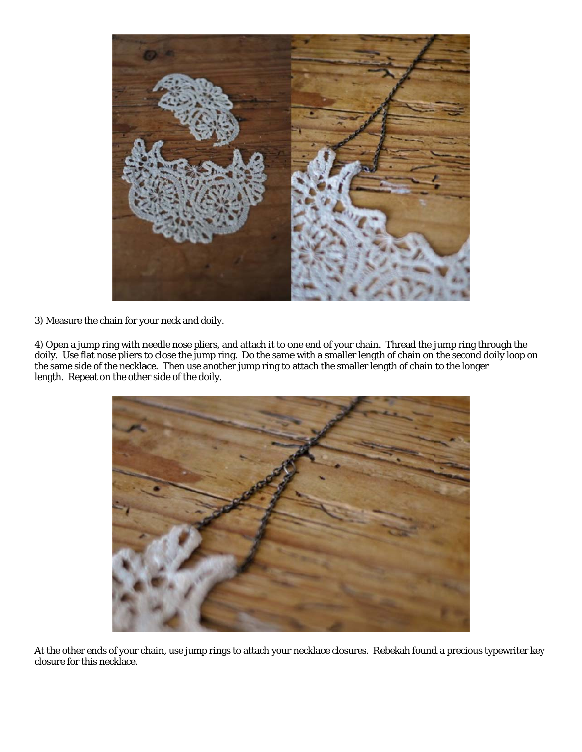3) Measure the chain for your neck and doily.

4) Open a jump ring with needle nose pliers, and attach it to one end of your chain. Thread the jump ring through the doily. Use flat nose pliers to close the jump ring. Do the same with a smaller length of chain on the second doily loop on the same side of the necklace. Then use another jump ring to attach the smaller length of chain to the longer length. Repeat on the other side of the doily.

At the other ends of your chain, use jump rings to attach your necklace closures. Rebekah found a precious typewriter key closure for this necklace.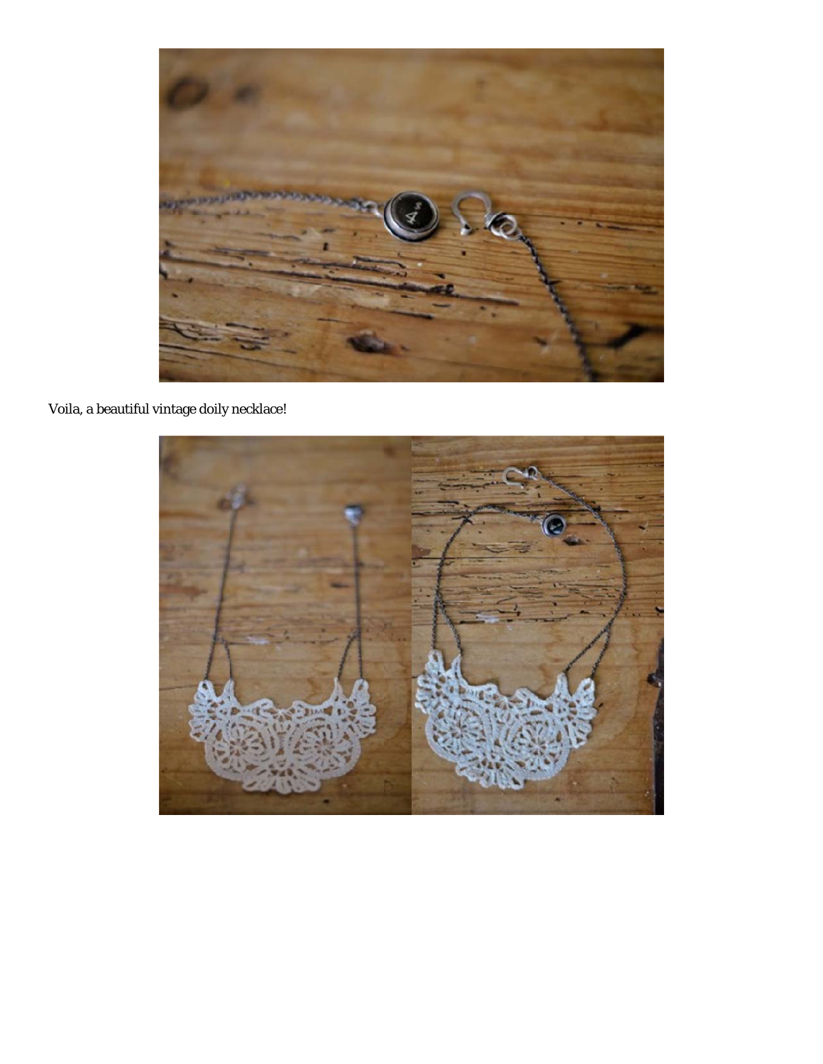Voila, a beautiful vintage doily necklace!